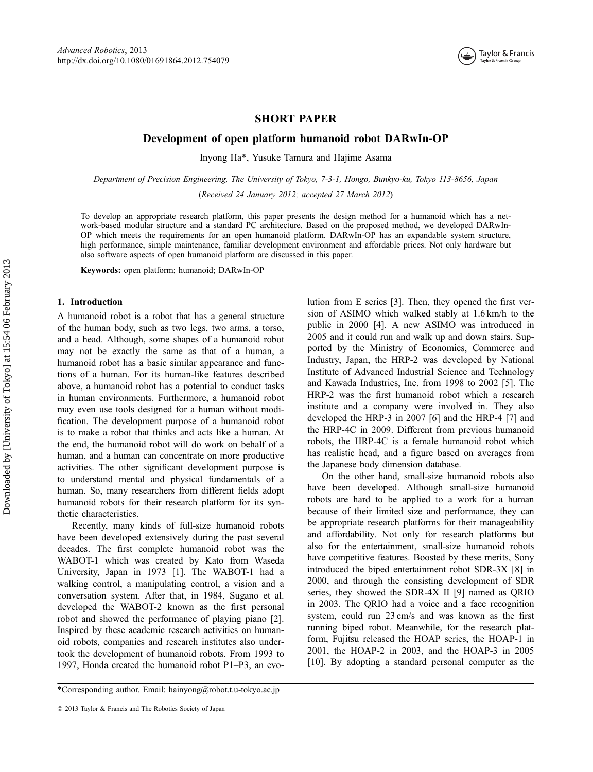SHORT PAPER

# Development of open platform humanoid robot DARwIn-OP

Inyong Ha*, Yusuke Tamura and Hajime Asama

*Department of Precision Engineering, The University of Tokyo, 7-3-1, Hongo, Bunkyo-ku, Tokyo 113-8656, Japan*

(*Received 24 January 2012; accepted 27 March 2012*)

To develop an appropriate research platform, this paper presents the design method for a humanoid which has a network-based modular structure and a standard PC architecture. Based on the proposed method, we developed DARwIn-OP which meets the requirements for an open humanoid platform. DARwIn-OP has an expandable system structure, high performance, simple maintenance, familiar development environment and affordable prices. Not only hardware but also software aspects of open humanoid platform are discussed in this paper.

**Keywords:** open platform; humanoid; DARwIn-OP

## 1. Introduction

A humanoid robot is a robot that has a general structure of the human body, such as two legs, two arms, a torso, and a head. Although, some shapes of a humanoid robot may not be exactly the same as that of a human, a humanoid robot has a basic similar appearance and functions of a human. For its human-like features described above, a humanoid robot has a potential to conduct tasks in human environments. Furthermore, a humanoid robot may even use tools designed for a human without modification. The development purpose of a humanoid robot is to make a robot that thinks and acts like a human. At the end, the humanoid robot will do work on behalf of a human, and a human can concentrate on more productive activities. The other significant development purpose is to understand mental and physical fundamentals of a human. So, many researchers from different fields adopt humanoid robots for their research platform for its synthetic characteristics.

Recently, many kinds of full-size humanoid robots have been developed extensively during the past several decades. The first complete humanoid robot was the WABOT-1 which was created by Kato from Waseda University, Japan in 1973 [1]. The WABOT-1 had a walking control, a manipulating control, a vision and a conversation system. After that, in 1984, Sugano et al. developed the WABOT-2 known as the first personal robot and showed the performance of playing piano [2]. Inspired by these academic research activities on humanoid robots, companies and research institutes also undertook the development of humanoid robots. From 1993 to 1997, Honda created the humanoid robot P1–P3, an evolution from E series [3]. Then, they opened the first version of ASIMO which walked stably at 1.6 km/h to the public in 2000 [4]. A new ASIMO was introduced in 2005 and it could run and walk up and down stairs. Supported by the Ministry of Economics, Commerce and Industry, Japan, the HRP-2 was developed by National Institute of Advanced Industrial Science and Technology and Kawada Industries, Inc. from 1998 to 2002 [5]. The HRP-2 was the first humanoid robot which a research institute and a company were involved in. They also developed the HRP-3 in 2007 [6] and the HRP-4 [7] and the HRP-4C in 2009. Different from previous humanoid robots, the HRP-4C is a female humanoid robot which has realistic head, and a figure based on averages from the Japanese body dimension database.

On the other hand, small-size humanoid robots also have been developed. Although small-size humanoid robots are hard to be applied to a work for a human because of their limited size and performance, they can be appropriate research platforms for their manageability and affordability. Not only for research platforms but also for the entertainment, small-size humanoid robots have competitive features. Boosted by these merits, Sony introduced the biped entertainment robot SDR-3X [8] in 2000, and through the consisting development of SDR series, they showed the SDR-4X II [9] named as QRIO in 2003. The QRIO had a voice and a face recognition system, could run 23 cm/s and was known as the first running biped robot. Meanwhile, for the research platform, Fujitsu released the HOAP series, the HOAP-1 in 2001, the HOAP-2 in 2003, and the HOAP-3 in 2005 [10]. By adopting a standard personal computer as the

*Corresponding author. Email: hainyong@robot.t.u-tokyo.ac.jp

© 2013 Taylor & Francis and The Robotics Society of Japan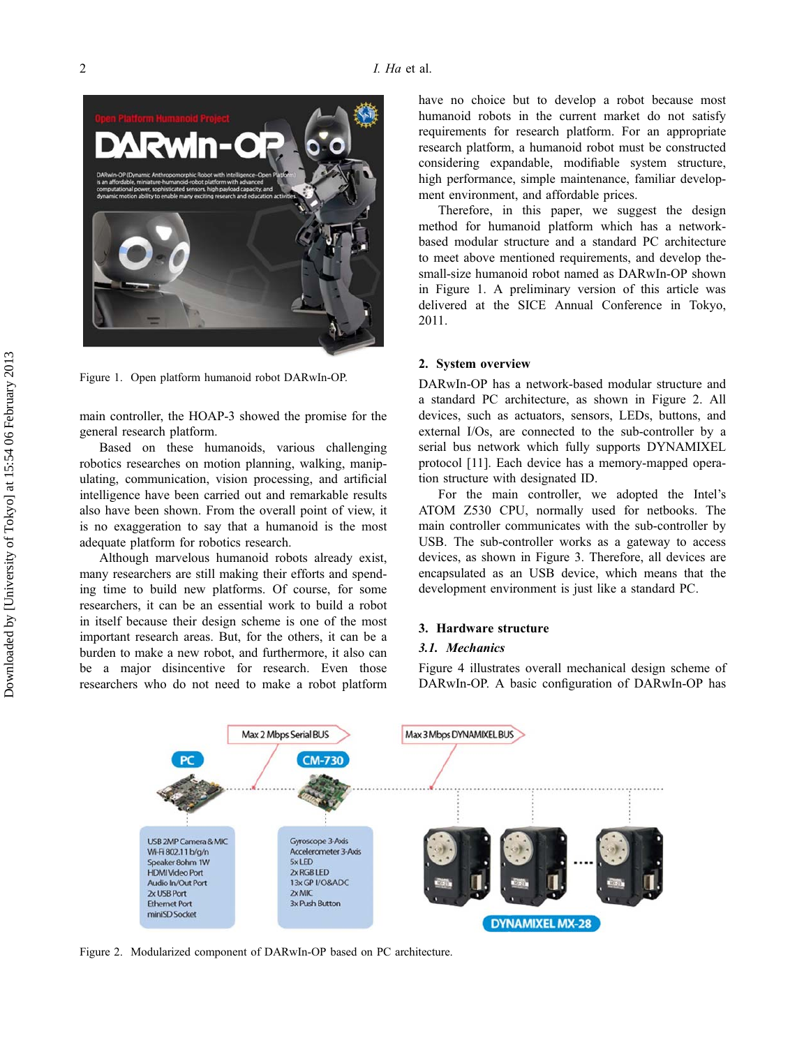Figure 1. Open platform humanoid robot DARwIn-OP.

main controller, the HOAP-3 showed the promise for the general research platform.

Based on these humanoids, various challenging robotics researches on motion planning, walking, manipulating, communication, vision processing, and artificial intelligence have been carried out and remarkable results also have been shown. From the overall point of view, it is no exaggeration to say that a humanoid is the most adequate platform for robotics research.

Although marvelous humanoid robots already exist, many researchers are still making their efforts and spending time to build new platforms. Of course, for some researchers, it can be an essential work to build a robot in itself because their design scheme is one of the most important research areas. But, for the others, it can be a burden to make a new robot, and furthermore, it also can be a major disincentive for research. Even those researchers who do not need to make a robot platform have no choice but to develop a robot because most humanoid robots in the current market do not satisfy requirements for research platform. For an appropriate research platform, a humanoid robot must be constructed considering expandable, modifiable system structure, high performance, simple maintenance, familiar development environment, and affordable prices.

Therefore, in this paper, we suggest the design method for humanoid platform which has a network-based modular structure and a standard PC architecture to meet above mentioned requirements, and develop the-small-size humanoid robot named as DARwIn-OP shown in Figure 1. A preliminary version of this article was delivered at the SICE Annual Conference in Tokyo, 2011.

## 2. System overview

DARwIn-OP has a network-based modular structure and a standard PC architecture, as shown in Figure 2. All devices, such as actuators, sensors, LEDs, buttons, and external I/Os, are connected to the sub-controller by a serial bus network which fully supports DYNAMIXEL protocol [11]. Each device has a memory-mapped operation structure with designated ID.

For the main controller, we adopted the Intel's ATOM Z530 CPU, normally used for netbooks. The main controller communicates with the sub-controller by USB. The sub-controller works as a gateway to access devices, as shown in Figure 3. Therefore, all devices are encapsulated as an USB device, which means that the development environment is just like a standard PC.

## 3. Hardware structure

### 3.1. Mechanics

Figure 4 illustrates overall mechanical design scheme of DARwIn-OP. A basic configuration of DARwIn-OP has

Figure 2. Modularized component of DARwIn-OP based on PC architecture.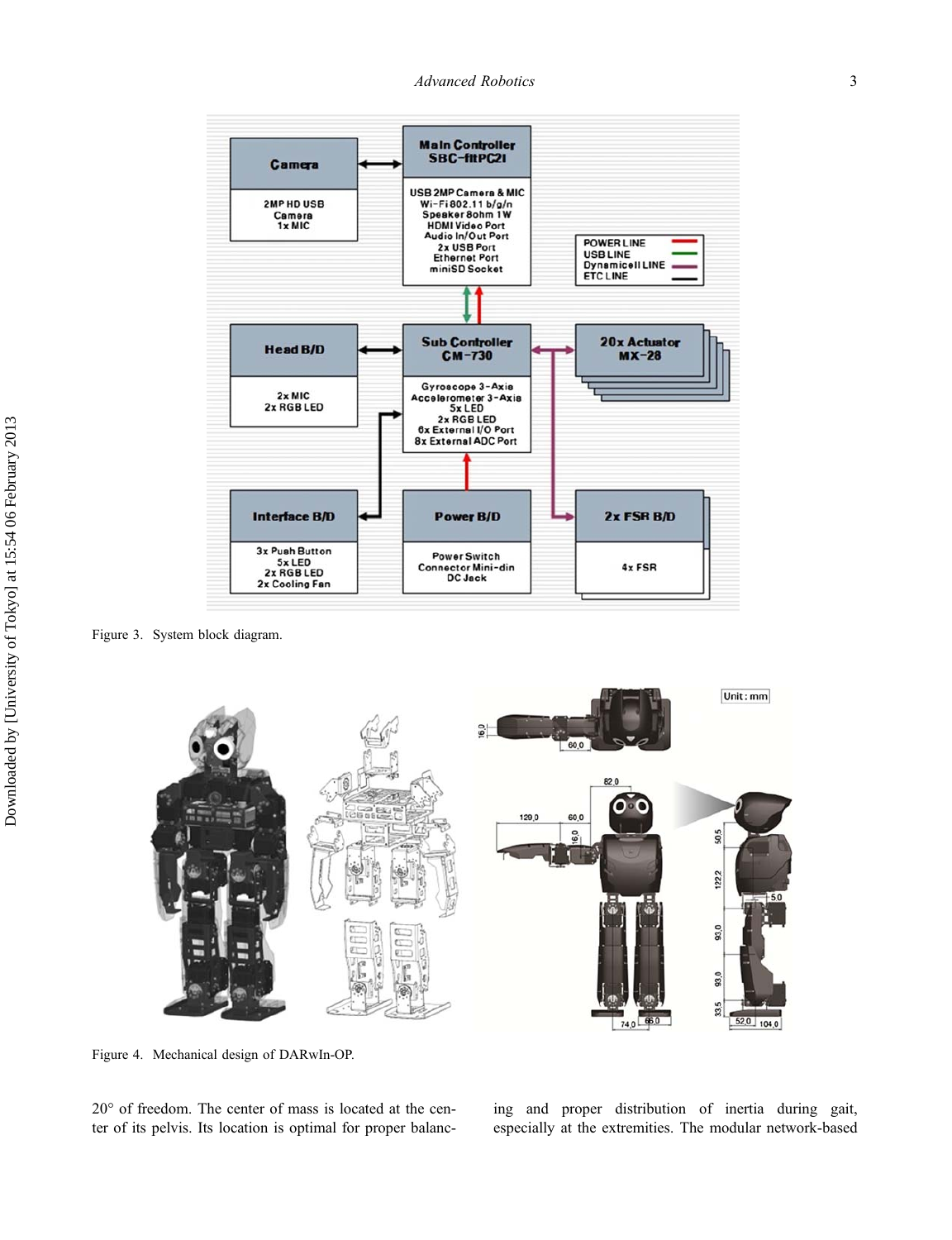Figure 3. System block diagram.

Figure 4. Mechanical design of DARwIn-OP.

20° of freedom. The center of mass is located at the center of its pelvis. Its location is optimal for proper balancing and proper distribution of inertia during gait, especially at the extremities. The modular network-based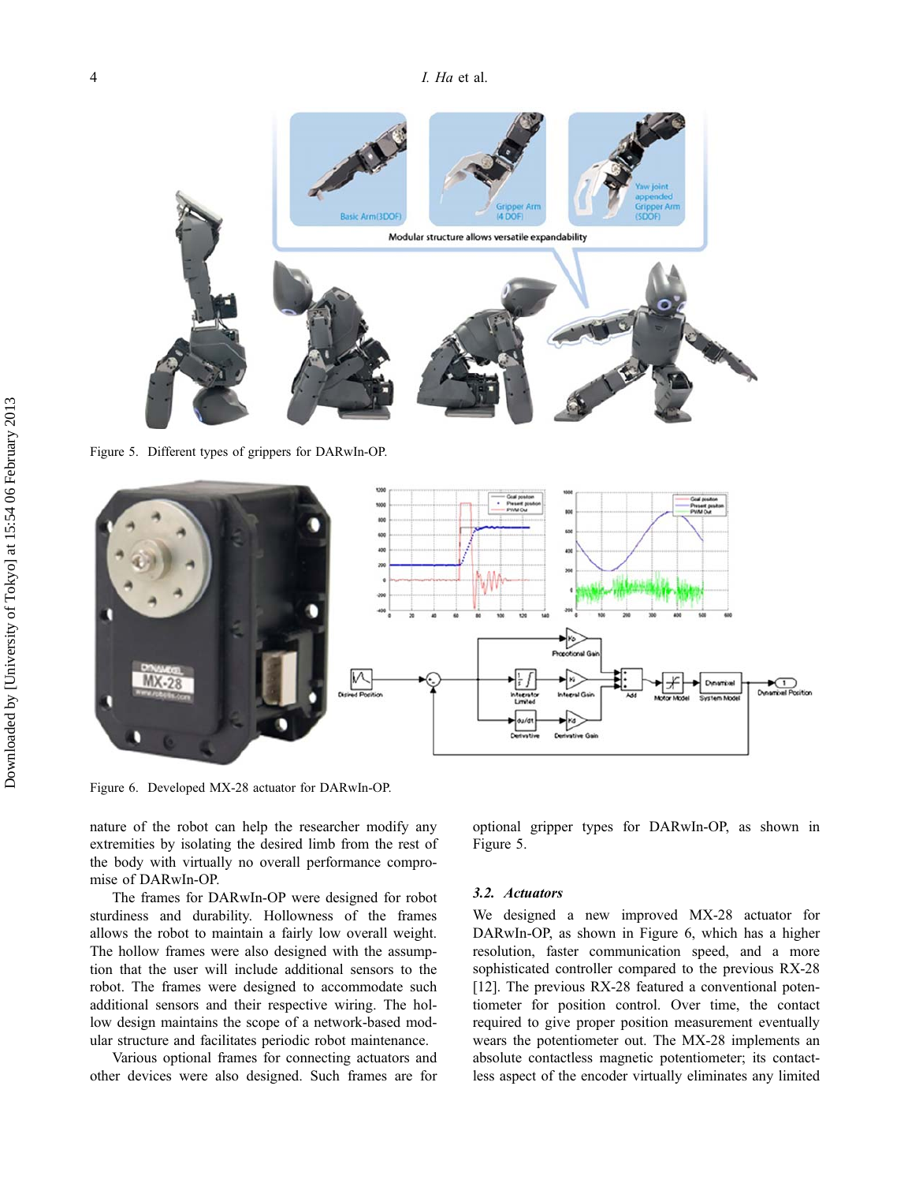Figure 5. Different types of grippers for DARwIn-OP.

Figure 6. Developed MX-28 actuator for DARwIn-OP.

nature of the robot can help the researcher modify any extremities by isolating the desired limb from the rest of the body with virtually no overall performance compromise of DARwIn-OP.

The frames for DARwIn-OP were designed for robot sturdiness and durability. Hollowness of the frames allows the robot to maintain a fairly low overall weight. The hollow frames were also designed with the assumption that the user will include additional sensors to the robot. The frames were designed to accommodate such additional sensors and their respective wiring. The hollow design maintains the scope of a network-based modular structure and facilitates periodic robot maintenance.

Various optional frames for connecting actuators and other devices were also designed. Such frames are for optional gripper types for DARwIn-OP, as shown in Figure 5.

### 3.2. Actuators

We designed a new improved MX-28 actuator for DARwIn-OP, as shown in Figure 6, which has a higher resolution, faster communication speed, and a more sophisticated controller compared to the previous RX-28 [12]. The previous RX-28 featured a conventional potentiometer for position control. Over time, the contact required to give proper position measurement eventually wears the potentiometer out. The MX-28 implements an absolute contactless magnetic potentiometer; its contactless aspect of the encoder virtually eliminates any limited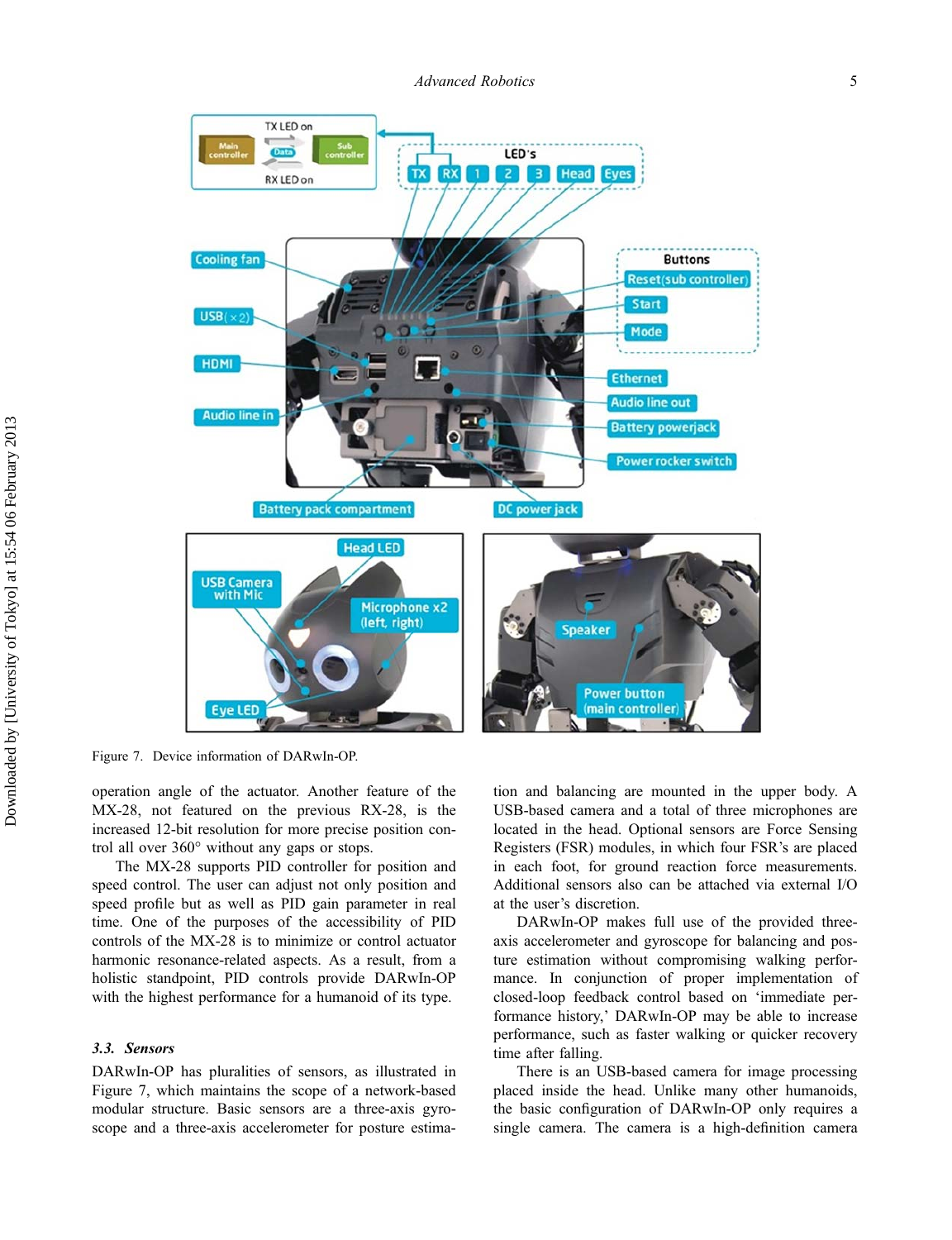Figure 7. Device information of DARwIn-OP.

operation angle of the actuator. Another feature of the MX-28, not featured on the previous RX-28, is the increased 12-bit resolution for more precise position control all over 360° without any gaps or stops.

The MX-28 supports PID controller for position and speed control. The user can adjust not only position and speed profile but as well as PID gain parameter in real time. One of the purposes of the accessibility of PID controls of the MX-28 is to minimize or control actuator harmonic resonance-related aspects. As a result, from a holistic standpoint, PID controls provide DARwIn-OP with the highest performance for a humanoid of its type.

### 3.3. Sensors

DARwIn-OP has pluralities of sensors, as illustrated in Figure 7, which maintains the scope of a network-based modular structure. Basic sensors are a three-axis gyroscope and a three-axis accelerometer for posture estimation and balancing are mounted in the upper body. A USB-based camera and a total of three microphones are located in the head. Optional sensors are Force Sensing Registers (FSR) modules, in which four FSR's are placed in each foot, for ground reaction force measurements. Additional sensors also can be attached via external I/O at the user's discretion.

DARwIn-OP makes full use of the provided three-axis accelerometer and gyroscope for balancing and posture estimation without compromising walking performance. In conjunction of proper implementation of closed-loop feedback control based on 'immediate performance history,' DARwIn-OP may be able to increase performance, such as faster walking or quicker recovery time after falling.

There is an USB-based camera for image processing placed inside the head. Unlike many other humanoids, the basic configuration of DARwIn-OP only requires a single camera. The camera is a high-definition camera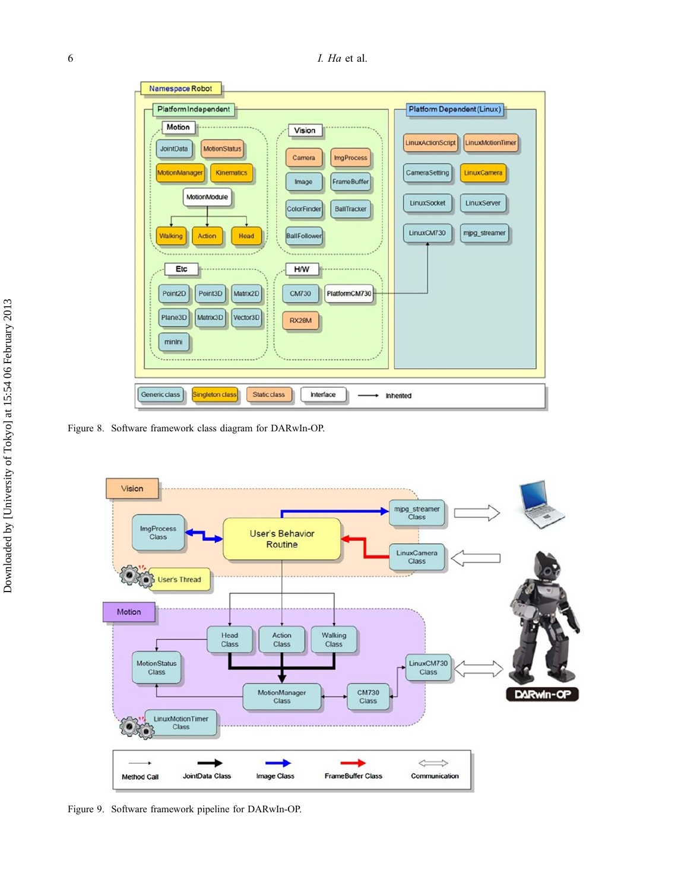Figure 8. Software framework class diagram for DARwIn-OP.

Figure 9. Software framework pipeline for DARwIn-OP.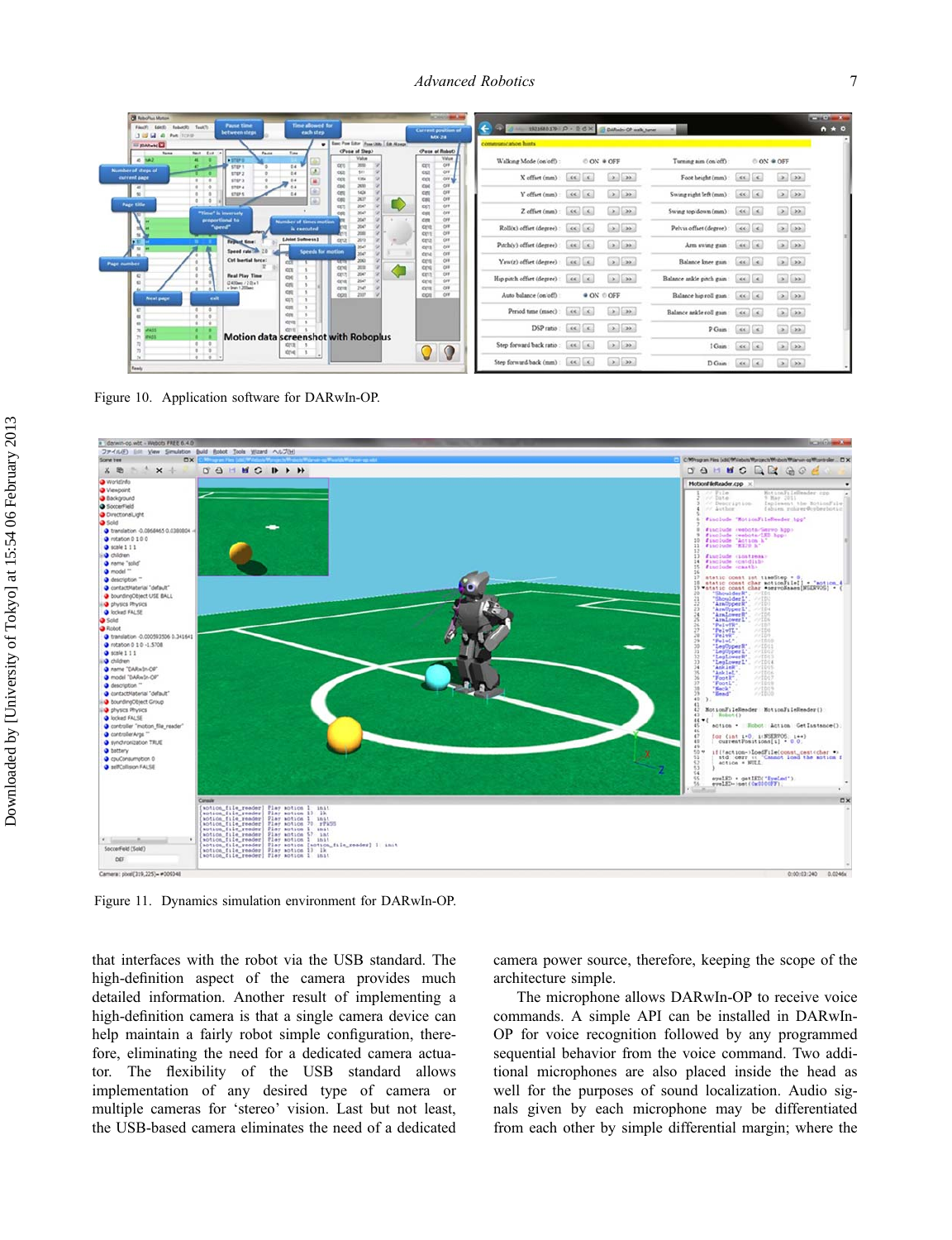Figure 10. Application software for DARwIn-OP.

Figure 11. Dynamics simulation environment for DARwIn-OP.

that interfaces with the robot via the USB standard. The high-definition aspect of the camera provides much detailed information. Another result of implementing a high-definition camera is that a single camera device can help maintain a fairly robot simple configuration, therefore, eliminating the need for a dedicated camera actuator. The flexibility of the USB standard allows implementation of any desired type of camera or multiple cameras for 'stereo' vision. Last but not least, the USB-based camera eliminates the need of a dedicated camera power source, therefore, keeping the scope of the architecture simple.

The microphone allows DARwIn-OP to receive voice commands. A simple API can be installed in DARwIn-OP for voice recognition followed by any programmed sequential behavior from the voice command. Two additional microphones are also placed inside the head as well for the purposes of sound localization. Audio signals given by each microphone may be differentiated from each other by simple differential margin; where the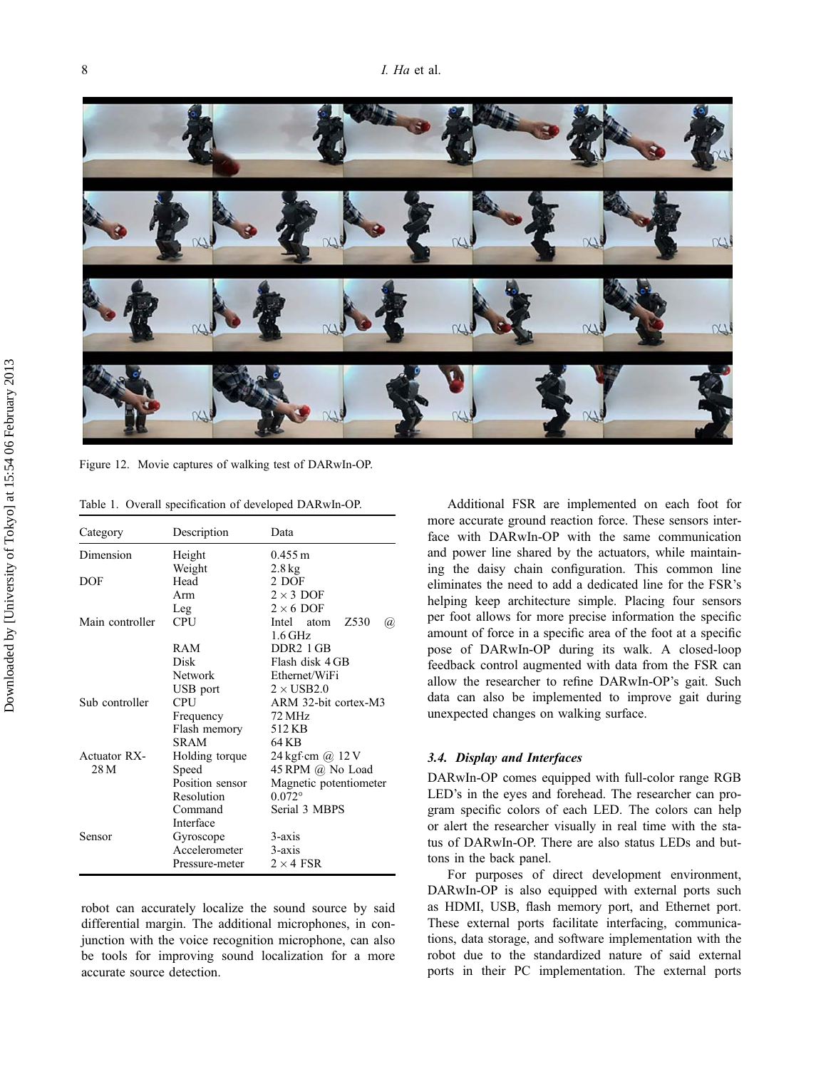Figure 12. Movie captures of walking test of DARwIn-OP.

Table 1. Overall specification of developed DARwIn-OP.

| Category | Description | Data |
|---|---|---|
| Dimension | Height | 0.455 m |
| | Weight | 2.8 kg |
| DOF | Head | 2 DOF |
| | Arm | 2 × 3 DOF |
| | Leg | 2 × 6 DOF |
| Main controller | CPU | Intel atom Z530 @ 1.6 GHz |
| | RAM | DDR2 1 GB |
| | Disk | Flash disk 4 GB |
| | Network | Ethernet/WiFi |
| | USB port | 2 × USB2.0 |
| Sub controller | CPU | ARM 32-bit cortex-M3 |
| | Frequency | 72 MHz |
| | Flash memory | 512 KB |
| | SRAM | 64 KB |
| Actuator RX-28 M | Holding torque | 24 kgf·cm @ 12 V |
| | Speed | 45 RPM @ No Load |
| | Position sensor | Magnetic potentiometer |
| | Resolution | 0.072° |
| | Command Interface | Serial 3 MBPS |
| Sensor | Gyroscope | 3-axis |
| | Accelerometer | 3-axis |
| | Pressure-meter | 2 × 4 FSR |

robot can accurately localize the sound source by said differential margin. The additional microphones, in conjunction with the voice recognition microphone, can also be tools for improving sound localization for a more accurate source detection.

Additional FSR are implemented on each foot for more accurate ground reaction force. These sensors interface with DARwIn-OP with the same communication and power line shared by the actuators, while maintaining the daisy chain configuration. This common line eliminates the need to add a dedicated line for the FSR's helping keep architecture simple. Placing four sensors per foot allows for more precise information the specific amount of force in a specific area of the foot at a specific pose of DARwIn-OP during its walk. A closed-loop feedback control augmented with data from the FSR can allow the researcher to refine DARwIn-OP's gait. Such data can also be implemented to improve gait during unexpected changes on walking surface.

### *3.4. Display and Interfaces*

DARwIn-OP comes equipped with full-color range RGB LED's in the eyes and forehead. The researcher can program specific colors of each LED. The colors can help or alert the researcher visually in real time with the status of DARwIn-OP. There are also status LEDs and buttons in the back panel.

For purposes of direct development environment, DARwIn-OP is also equipped with external ports such as HDMI, USB, flash memory port, and Ethernet port. These external ports facilitate interfacing, communications, data storage, and software implementation with the robot due to the standardized nature of said external ports in their PC implementation. The external ports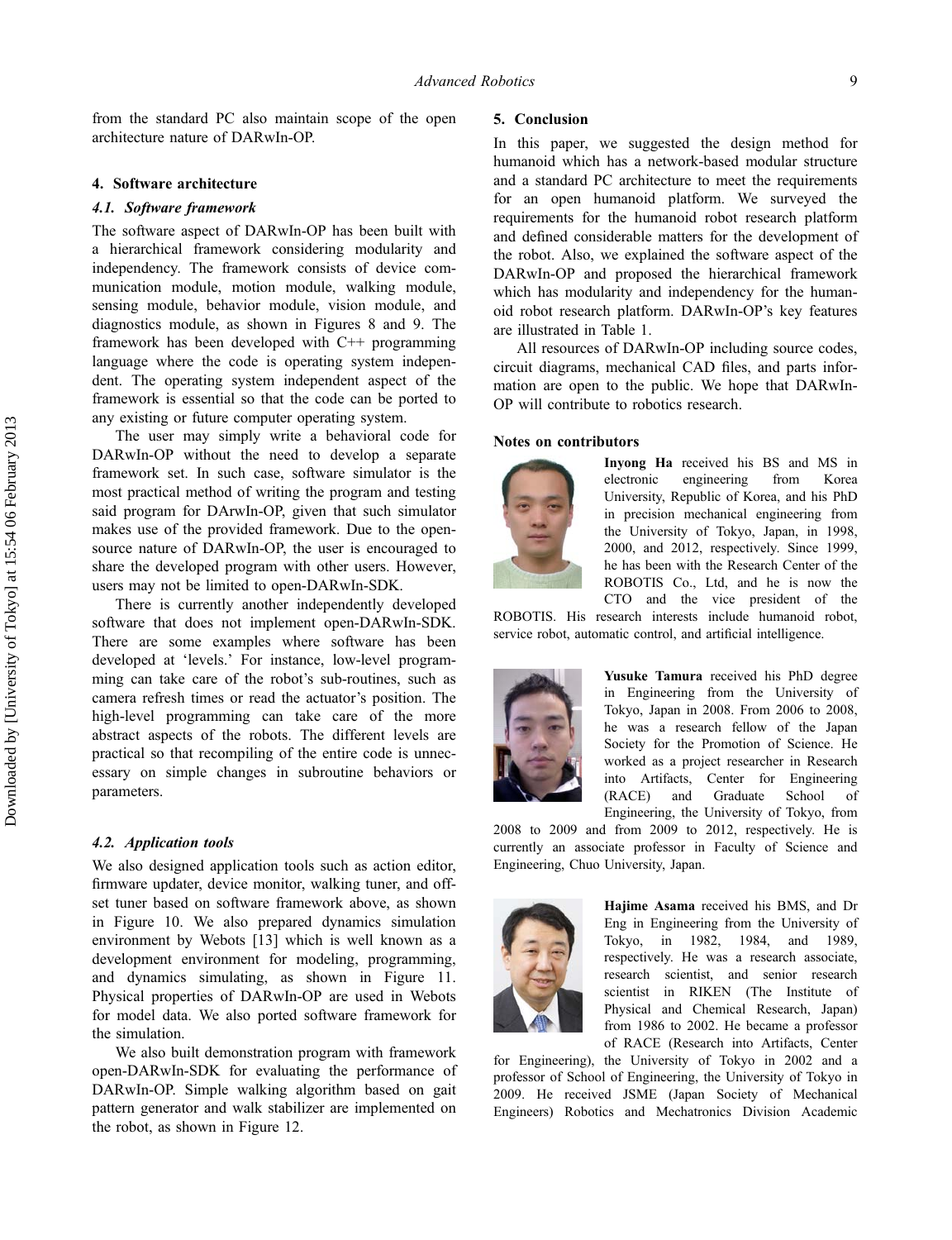from the standard PC also maintain scope of the open architecture nature of DARwIn-OP.

## 4. Software architecture

### 4.1. Software framework

The software aspect of DARwIn-OP has been built with a hierarchical framework considering modularity and independency. The framework consists of device communication module, motion module, walking module, sensing module, behavior module, vision module, and diagnostics module, as shown in Figures 8 and 9. The framework has been developed with C++ programming language where the code is operating system independent. The operating system independent aspect of the framework is essential so that the code can be ported to any existing or future computer operating system.

The user may simply write a behavioral code for DARwIn-OP without the need to develop a separate framework set. In such case, software simulator is the most practical method of writing the program and testing said program for DArwIn-OP, given that such simulator makes use of the provided framework. Due to the open-source nature of DARwIn-OP, the user is encouraged to share the developed program with other users. However, users may not be limited to open-DARwIn-SDK.

There is currently another independently developed software that does not implement open-DARwIn-SDK. There are some examples where software has been developed at 'levels.' For instance, low-level programming can take care of the robot's sub-routines, such as camera refresh times or read the actuator's position. The high-level programming can take care of the more abstract aspects of the robots. The different levels are practical so that recompiling of the entire code is unnecessary on simple changes in subroutine behaviors or parameters.

### 4.2. Application tools

We also designed application tools such as action editor, firmware updater, device monitor, walking tuner, and offset tuner based on software framework above, as shown in Figure 10. We also prepared dynamics simulation environment by Webots [13] which is well known as a development environment for modeling, programming, and dynamics simulating, as shown in Figure 11. Physical properties of DARwIn-OP are used in Webots for model data. We also ported software framework for the simulation.

We also built demonstration program with framework open-DARwIn-SDK for evaluating the performance of DARwIn-OP. Simple walking algorithm based on gait pattern generator and walk stabilizer are implemented on the robot, as shown in Figure 12.

## 5. Conclusion

In this paper, we suggested the design method for humanoid which has a network-based modular structure and a standard PC architecture to meet the requirements for an open humanoid platform. We surveyed the requirements for the humanoid robot research platform and defined considerable matters for the development of the robot. Also, we explained the software aspect of the DARwIn-OP and proposed the hierarchical framework which has modularity and independency for the humanoid robot research platform. DARwIn-OP's key features are illustrated in Table 1.

All resources of DARwIn-OP including source codes, circuit diagrams, mechanical CAD files, and parts information are open to the public. We hope that DARwIn-OP will contribute to robotics research.

### Notes on contributors

**Inyong Ha** received his BS and MS in electronic engineering from Korea University, Republic of Korea, and his PhD in precision mechanical engineering from the University of Tokyo, Japan, in 1998, 2000, and 2012, respectively. Since 1999, he has been with the Research Center of the ROBOTIS Co., Ltd, and he is now the CTO and the vice president of the ROBOTIS. His research interests include humanoid robot, service robot, automatic control, and artificial intelligence.

**Yusuke Tamura** received his PhD degree in Engineering from the University of Tokyo, Japan in 2008. From 2006 to 2008, he was a research fellow of the Japan Society for the Promotion of Science. He worked as a project researcher in Research into Artifacts, Center for Engineering (RACE) and Graduate School of Engineering, the University of Tokyo, from 2008 to 2009 and from 2009 to 2012, respectively. He is currently an associate professor in Faculty of Science and Engineering, Chuo University, Japan.

**Hajime Asama** received his BMS, and Dr Eng in Engineering from the University of Tokyo, in 1982, 1984, and 1989, respectively. He was a research associate, research scientist, and senior research scientist in RIKEN (The Institute of Physical and Chemical Research, Japan) from 1986 to 2002. He became a professor of RACE (Research into Artifacts, Center for Engineering), the University of Tokyo in 2002 and a professor of School of Engineering, the University of Tokyo in 2009. He received JSME (Japan Society of Mechanical Engineers) Robotics and Mechatronics Division Academic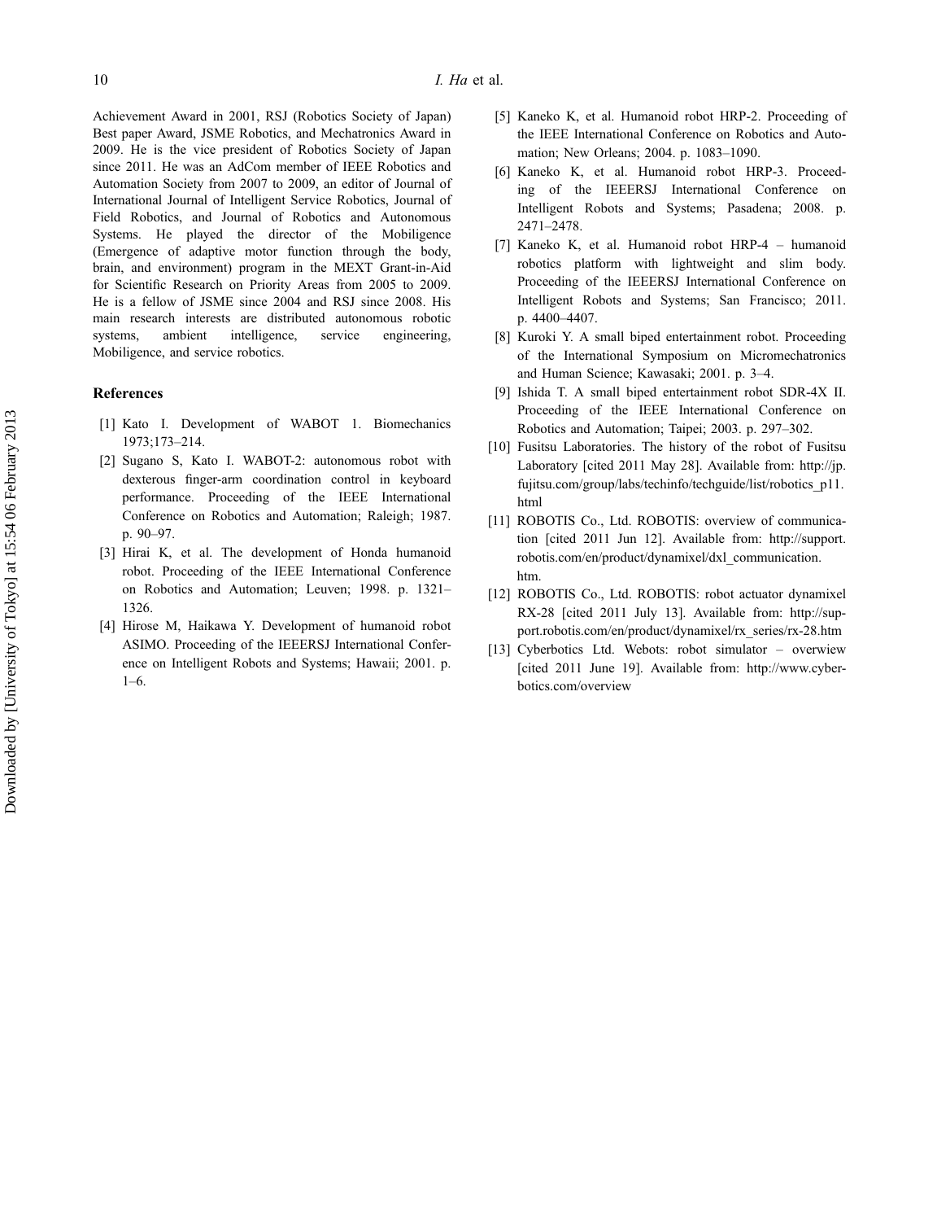Achievement Award in 2001, RSJ (Robotics Society of Japan) Best paper Award, JSME Robotics, and Mechatronics Award in 2009. He is the vice president of Robotics Society of Japan since 2011. He was an AdCom member of IEEE Robotics and Automation Society from 2007 to 2009, an editor of Journal of International Journal of Intelligent Service Robotics, Journal of Field Robotics, and Journal of Robotics and Autonomous Systems. He played the director of the Mobiligence (Emergence of adaptive motor function through the body, brain, and environment) program in the MEXT Grant-in-Aid for Scientific Research on Priority Areas from 2005 to 2009. He is a fellow of JSME since 2004 and RSJ since 2008. His main research interests are distributed autonomous robotic systems, ambient intelligence, service engineering, Mobiligence, and service robotics.

### References

[1] Kato I. Development of WABOT 1. Biomechanics 1973;173–214.

[2] Sugano S, Kato I. WABOT-2: autonomous robot with dexterous finger-arm coordination control in keyboard performance. Proceeding of the IEEE International Conference on Robotics and Automation; Raleigh; 1987. p. 90–97.

[3] Hirai K, et al. The development of Honda humanoid robot. Proceeding of the IEEE International Conference on Robotics and Automation; Leuven; 1998. p. 1321–1326.

[4] Hirose M, Haikawa Y. Development of humanoid robot ASIMO. Proceeding of the IEEERSJ International Conference on Intelligent Robots and Systems; Hawaii; 2001. p. 1–6.

[5] Kaneko K, et al. Humanoid robot HRP-2. Proceeding of the IEEE International Conference on Robotics and Automation; New Orleans; 2004. p. 1083–1090.

[6] Kaneko K, et al. Humanoid robot HRP-3. Proceeding of the IEEERSJ International Conference on Intelligent Robots and Systems; Pasadena; 2008. p. 2471–2478.

[7] Kaneko K, et al. Humanoid robot HRP-4 – humanoid robotics platform with lightweight and slim body. Proceeding of the IEEERSJ International Conference on Intelligent Robots and Systems; San Francisco; 2011. p. 4400–4407.

[8] Kuroki Y. A small biped entertainment robot. Proceeding of the International Symposium on Micromechatronics and Human Science; Kawasaki; 2001. p. 3–4.

[9] Ishida T. A small biped entertainment robot SDR-4X II. Proceeding of the IEEE International Conference on Robotics and Automation; Taipei; 2003. p. 297–302.

[10] Fusitsu Laboratories. The history of the robot of Fusitsu Laboratory [cited 2011 May 28]. Available from: http://jp.fujitsu.com/group/labs/techinfo/techguide/list/robotics_p11.html

[11] ROBOTIS Co., Ltd. ROBOTIS: overview of communication [cited 2011 Jun 12]. Available from: http://support.robotis.com/en/product/dynamixel/dxl_communication.htm.

[12] ROBOTIS Co., Ltd. ROBOTIS: robot actuator dynamixel RX-28 [cited 2011 July 13]. Available from: http://support.robotis.com/en/product/dynamixel/rx_series/rx-28.htm

[13] Cyberbotics Ltd. Webots: robot simulator – overwiew [cited 2011 June 19]. Available from: http://www.cyberbotics.com/overview